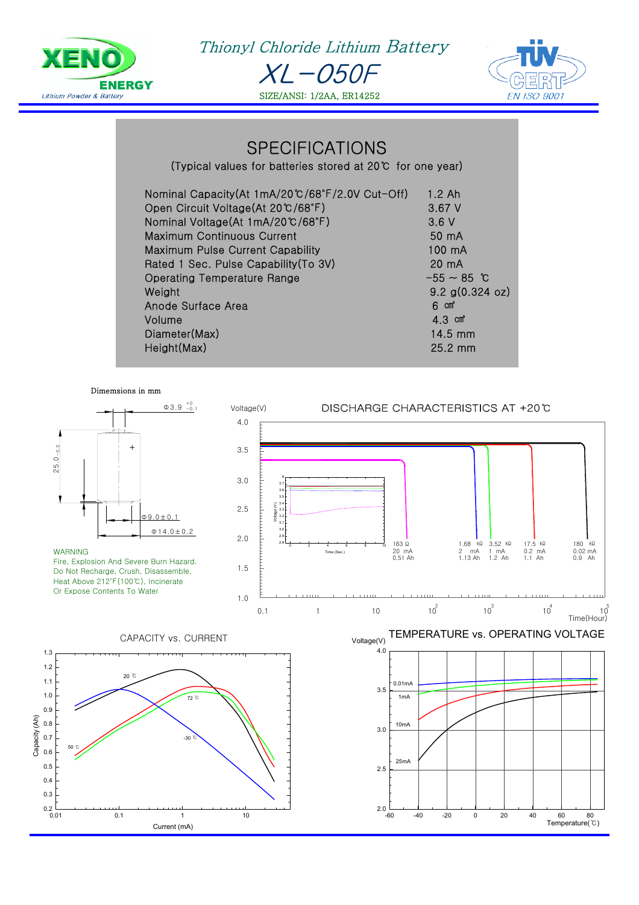XENO ENERGY
Lithium Powder & Battery

# Thionyl Chloride Lithium Battery

# XL-050F

SIZE/ANSI: 1/2AA, ER14252

TÜV CERT EN ISO 9001

## SPECIFICATIONS

(Typical values for batteries stored at 20℃ for one year)

| | |
|---|---|
| Nominal Capacity(At 1mA/20℃/68°F/2.0V Cut-Off) | 1.2 Ah |
| Open Circuit Voltage(At 20℃/68°F) | 3.67 V |
| Nominal Voltage(At 1mA/20℃/68°F) | 3.6 V |
| Maximum Continuous Current | 50 mA |
| Maximum Pulse Current Capability | 100 mA |
| Rated 1 Sec. Pulse Capability(To 3V) | 20 mA |
| Operating Temperature Range | -55 ~ 85 ℃ |
| Weight | 9.2 g(0.324 oz) |
| Anode Surface Area | 6 ㎠ |
| Volume | 4.3 ㎤ |
| Diameter(Max) | 14.5 mm |
| Height(Max) | 25.2 mm |

Dimemsions in mm

Φ3.9 $^{+0}_{-0.1}$

25.0$_{-0.3}$

Φ9.0±0.1

Φ14.0±0.2

WARNING
Fire, Explosion And Severe Burn Hazard.
Do Not Recharge, Crush, Disassemble,
Heat Above 212°F(100℃), Incinerate
Or Expose Contents To Water

### DISCHARGE CHARACTERISTICS AT +20℃

Voltage(V) vs. Time(Hour)

| Load | Current | Capacity |
|---|---|---|
| 163 Ω | 20 mA | 0.51 Ah |
| 1.68 kΩ | 2 mA | 1.13 Ah |
| 3.52 kΩ | 1 mA | 1.2 Ah |
| 17.5 kΩ | 0.2 mA | 1.1 Ah |
| 180 kΩ | 0.02 mA | 0.9 Ah |

### CAPACITY vs. CURRENT

Capacity (Ah) vs. Current (mA); curves: 20 ℃, 72 ℃, -30 ℃, 50 ℃

### TEMPERATURE vs. OPERATING VOLTAGE

Voltage(V) vs. Temperature(℃); curves: 0.01mA, 1mA, 10mA, 25mA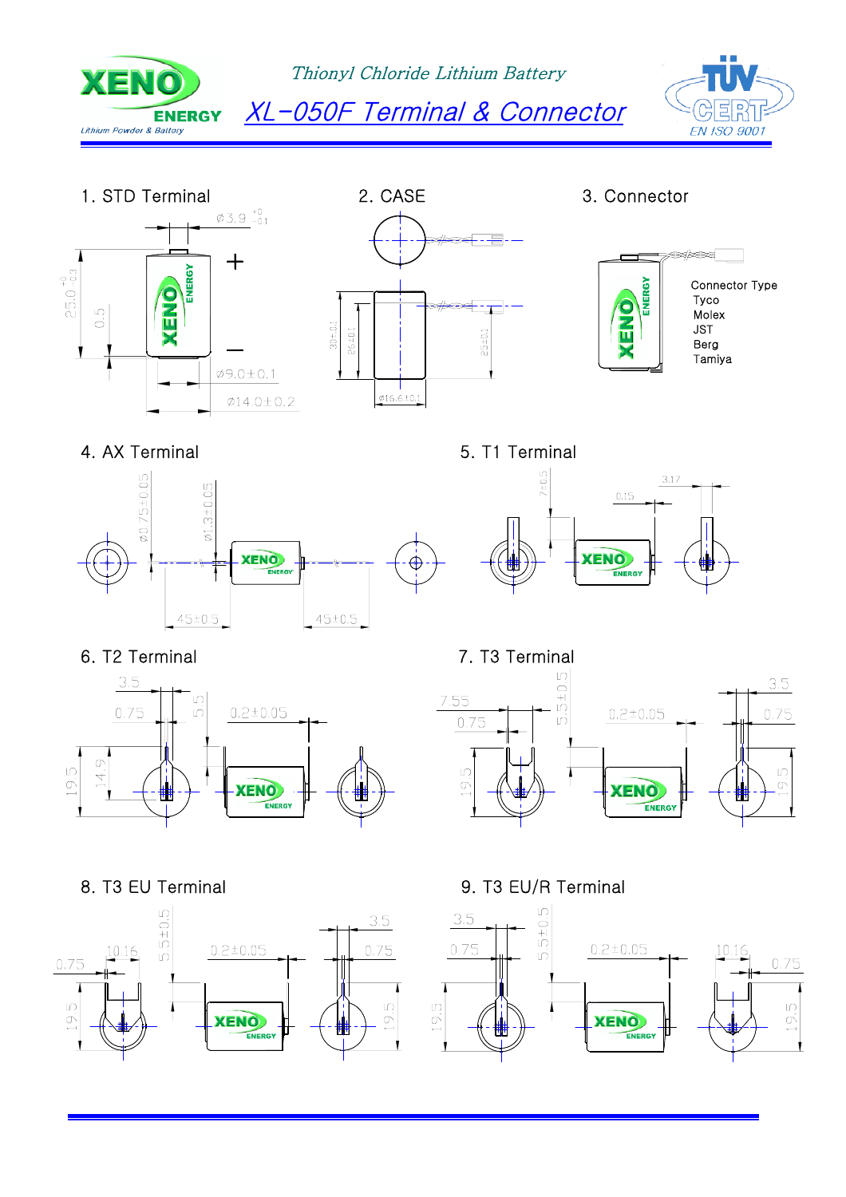Thionyl Chloride Lithium Battery

# XL-050F Terminal & Connector

## 1. STD Terminal

Ø3.9 +0 -0.1

25.0 +0 -0.3

0.5

+

−

Ø9.0±0.1

Ø14.0±0.2

## 2. CASE

30±0.1

26±0.1

25±0.1

Ø16.6±0.1

## 3. Connector

Connector Type
Tyco
Molex
JST
Berg
Tamiya

## 4. AX Terminal

Ø0.75±0.05

Ø1.3±0.05

45±0.5

45±0.5

## 5. T1 Terminal

7±0.5

0.15

3.17

## 6. T2 Terminal

3.5

0.75

5.5

0.2±0.05

19.5

14.9

## 7. T3 Terminal

7.55

0.75

5.5±0.5

0.2±0.05

3.5

0.75

19.5

19.5

## 8. T3 EU Terminal

0.75

10.16

5.5±0.5

0.2±0.05

3.5

0.75

19.5

19.5

## 9. T3 EU/R Terminal

3.5

0.75

5.5±0.5

0.2±0.05

10.16

0.75

19.5

19.5